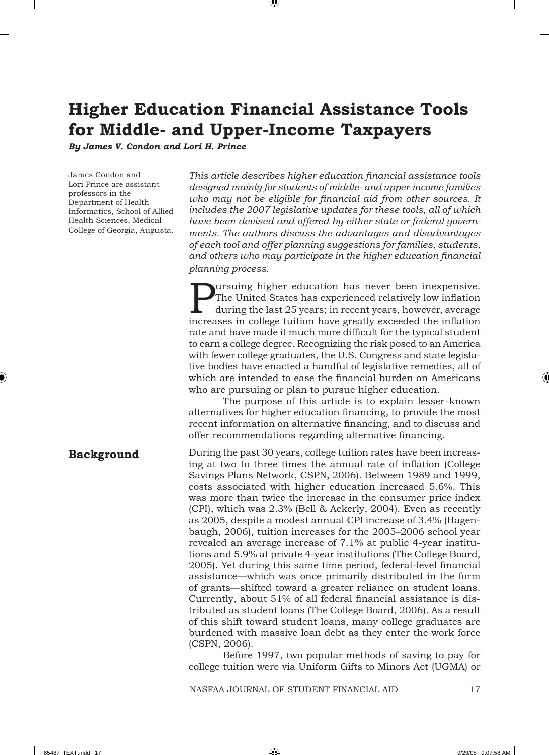# Higher Education Financial Assistance Tools for Middle- and Upper-Income Taxpayers

***By James V. Condon and Lori H. Prince***

James Condon and Lori Prince are assistant professors in the Department of Health Informatics, School of Allied Health Sciences, Medical College of Georgia, Augusta.

*This article describes higher education financial assistance tools designed mainly for students of middle- and upper-income families who may not be eligible for financial aid from other sources. It includes the 2007 legislative updates for these tools, all of which have been devised and offered by either state or federal governments. The authors discuss the advantages and disadvantages of each tool and offer planning suggestions for families, students, and others who may participate in the higher education financial planning process.*

Pursuing higher education has never been inexpensive. The United States has experienced relatively low inflation during the last 25 years; in recent years, however, average increases in college tuition have greatly exceeded the inflation rate and have made it much more difficult for the typical student to earn a college degree. Recognizing the risk posed to an America with fewer college graduates, the U.S. Congress and state legislative bodies have enacted a handful of legislative remedies, all of which are intended to ease the financial burden on Americans who are pursuing or plan to pursue higher education.

The purpose of this article is to explain lesser-known alternatives for higher education financing, to provide the most recent information on alternative financing, and to discuss and offer recommendations regarding alternative financing.

## Background

During the past 30 years, college tuition rates have been increasing at two to three times the annual rate of inflation (College Savings Plans Network, CSPN, 2006). Between 1989 and 1999, costs associated with higher education increased 5.6%. This was more than twice the increase in the consumer price index (CPI), which was 2.3% (Bell & Ackerly, 2004). Even as recently as 2005, despite a modest annual CPI increase of 3.4% (Hagenbaugh, 2006), tuition increases for the 2005–2006 school year revealed an average increase of 7.1% at public 4-year institutions and 5.9% at private 4-year institutions (The College Board, 2005). Yet during this same time period, federal-level financial assistance—which was once primarily distributed in the form of grants—shifted toward a greater reliance on student loans. Currently, about 51% of all federal financial assistance is distributed as student loans (The College Board, 2006). As a result of this shift toward student loans, many college graduates are burdened with massive loan debt as they enter the work force (CSPN, 2006).

Before 1997, two popular methods of saving to pay for college tuition were via Uniform Gifts to Minors Act (UGMA) or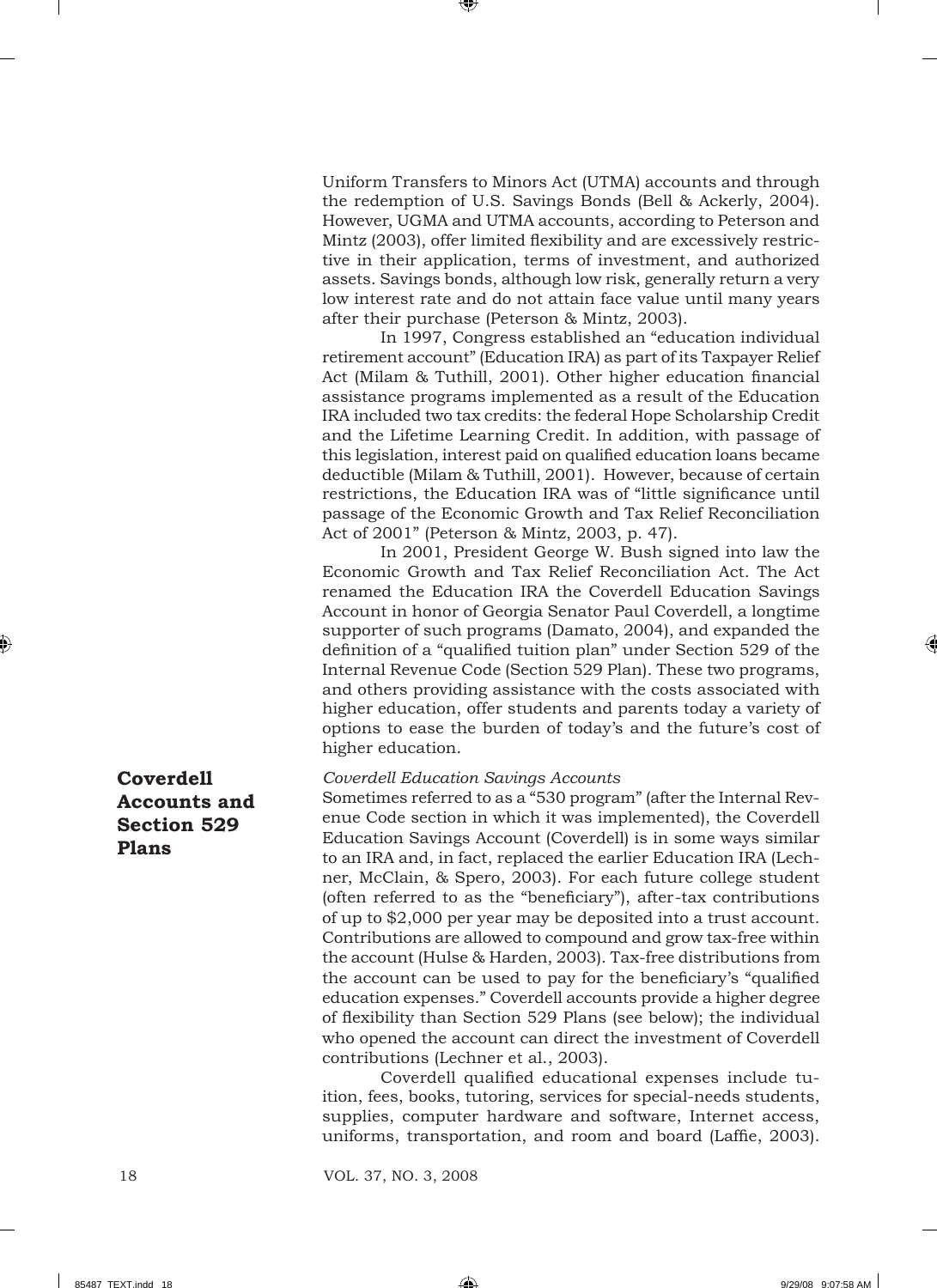Uniform Transfers to Minors Act (UTMA) accounts and through the redemption of U.S. Savings Bonds (Bell & Ackerly, 2004). However, UGMA and UTMA accounts, according to Peterson and Mintz (2003), offer limited flexibility and are excessively restrictive in their application, terms of investment, and authorized assets. Savings bonds, although low risk, generally return a very low interest rate and do not attain face value until many years after their purchase (Peterson & Mintz, 2003).

In 1997, Congress established an "education individual retirement account" (Education IRA) as part of its Taxpayer Relief Act (Milam & Tuthill, 2001). Other higher education financial assistance programs implemented as a result of the Education IRA included two tax credits: the federal Hope Scholarship Credit and the Lifetime Learning Credit. In addition, with passage of this legislation, interest paid on qualified education loans became deductible (Milam & Tuthill, 2001). However, because of certain restrictions, the Education IRA was of "little significance until passage of the Economic Growth and Tax Relief Reconciliation Act of 2001" (Peterson & Mintz, 2003, p. 47).

In 2001, President George W. Bush signed into law the Economic Growth and Tax Relief Reconciliation Act. The Act renamed the Education IRA the Coverdell Education Savings Account in honor of Georgia Senator Paul Coverdell, a longtime supporter of such programs (Damato, 2004), and expanded the definition of a "qualified tuition plan" under Section 529 of the Internal Revenue Code (Section 529 Plan). These two programs, and others providing assistance with the costs associated with higher education, offer students and parents today a variety of options to ease the burden of today's and the future's cost of higher education.

## Coverdell Accounts and Section 529 Plans

*Coverdell Education Savings Accounts*

Sometimes referred to as a "530 program" (after the Internal Revenue Code section in which it was implemented), the Coverdell Education Savings Account (Coverdell) is in some ways similar to an IRA and, in fact, replaced the earlier Education IRA (Lechner, McClain, & Spero, 2003). For each future college student (often referred to as the "beneficiary"), after-tax contributions of up to $2,000 per year may be deposited into a trust account. Contributions are allowed to compound and grow tax-free within the account (Hulse & Harden, 2003). Tax-free distributions from the account can be used to pay for the beneficiary's "qualified education expenses." Coverdell accounts provide a higher degree of flexibility than Section 529 Plans (see below); the individual who opened the account can direct the investment of Coverdell contributions (Lechner et al., 2003).

Coverdell qualified educational expenses include tuition, fees, books, tutoring, services for special-needs students, supplies, computer hardware and software, Internet access, uniforms, transportation, and room and board (Laffie, 2003).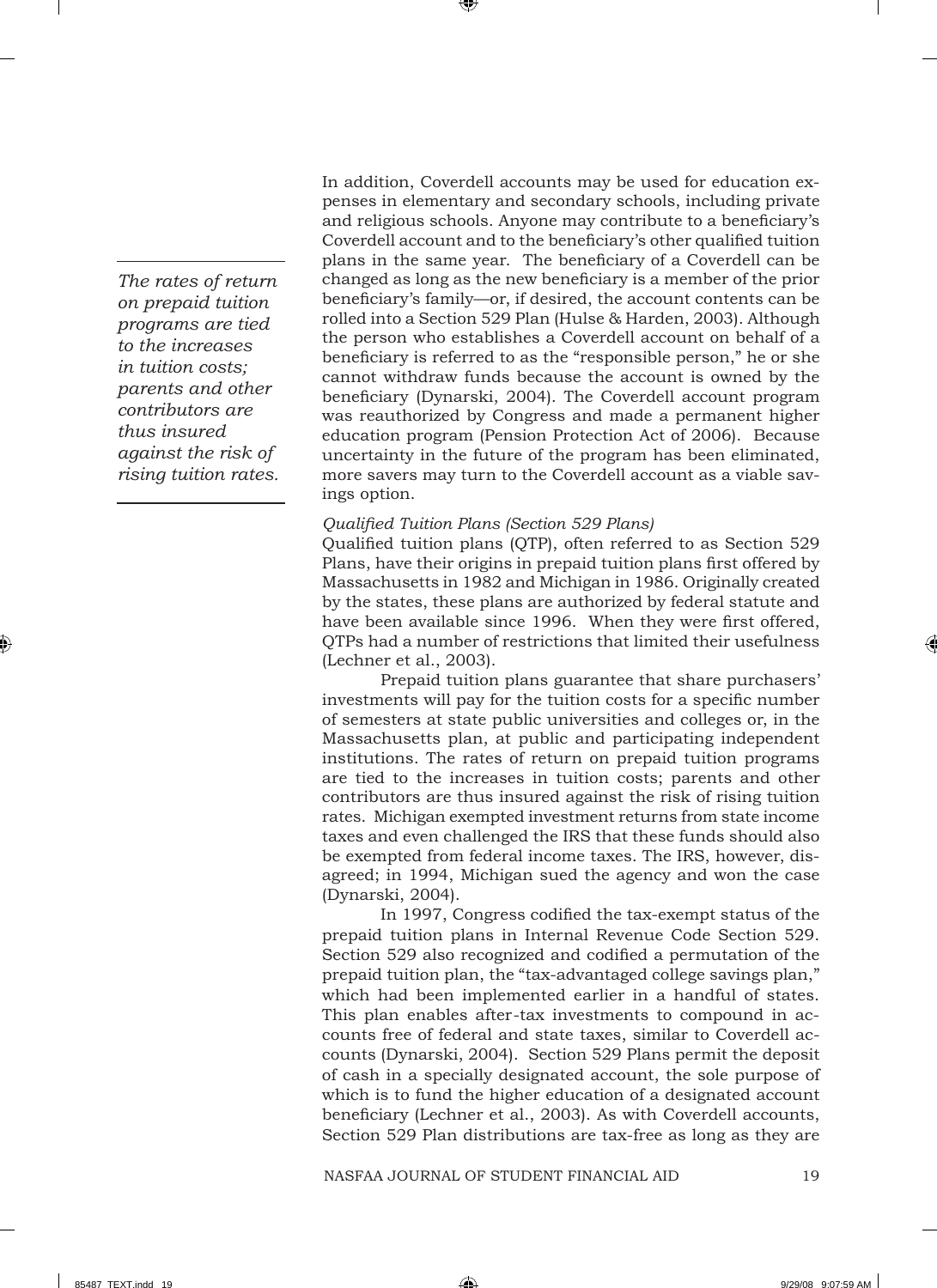In addition, Coverdell accounts may be used for education expenses in elementary and secondary schools, including private and religious schools. Anyone may contribute to a beneficiary's Coverdell account and to the beneficiary's other qualified tuition plans in the same year. The beneficiary of a Coverdell can be changed as long as the new beneficiary is a member of the prior beneficiary's family—or, if desired, the account contents can be rolled into a Section 529 Plan (Hulse & Harden, 2003). Although the person who establishes a Coverdell account on behalf of a beneficiary is referred to as the "responsible person," he or she cannot withdraw funds because the account is owned by the beneficiary (Dynarski, 2004). The Coverdell account program was reauthorized by Congress and made a permanent higher education program (Pension Protection Act of 2006). Because uncertainty in the future of the program has been eliminated, more savers may turn to the Coverdell account as a viable savings option.

> *The rates of return on prepaid tuition programs are tied to the increases in tuition costs; parents and other contributors are thus insured against the risk of rising tuition rates.*

*Qualified Tuition Plans (Section 529 Plans)*

Qualified tuition plans (QTP), often referred to as Section 529 Plans, have their origins in prepaid tuition plans first offered by Massachusetts in 1982 and Michigan in 1986. Originally created by the states, these plans are authorized by federal statute and have been available since 1996. When they were first offered, QTPs had a number of restrictions that limited their usefulness (Lechner et al., 2003).

Prepaid tuition plans guarantee that share purchasers' investments will pay for the tuition costs for a specific number of semesters at state public universities and colleges or, in the Massachusetts plan, at public and participating independent institutions. The rates of return on prepaid tuition programs are tied to the increases in tuition costs; parents and other contributors are thus insured against the risk of rising tuition rates. Michigan exempted investment returns from state income taxes and even challenged the IRS that these funds should also be exempted from federal income taxes. The IRS, however, disagreed; in 1994, Michigan sued the agency and won the case (Dynarski, 2004).

In 1997, Congress codified the tax-exempt status of the prepaid tuition plans in Internal Revenue Code Section 529. Section 529 also recognized and codified a permutation of the prepaid tuition plan, the "tax-advantaged college savings plan," which had been implemented earlier in a handful of states. This plan enables after-tax investments to compound in accounts free of federal and state taxes, similar to Coverdell accounts (Dynarski, 2004). Section 529 Plans permit the deposit of cash in a specially designated account, the sole purpose of which is to fund the higher education of a designated account beneficiary (Lechner et al., 2003). As with Coverdell accounts, Section 529 Plan distributions are tax-free as long as they are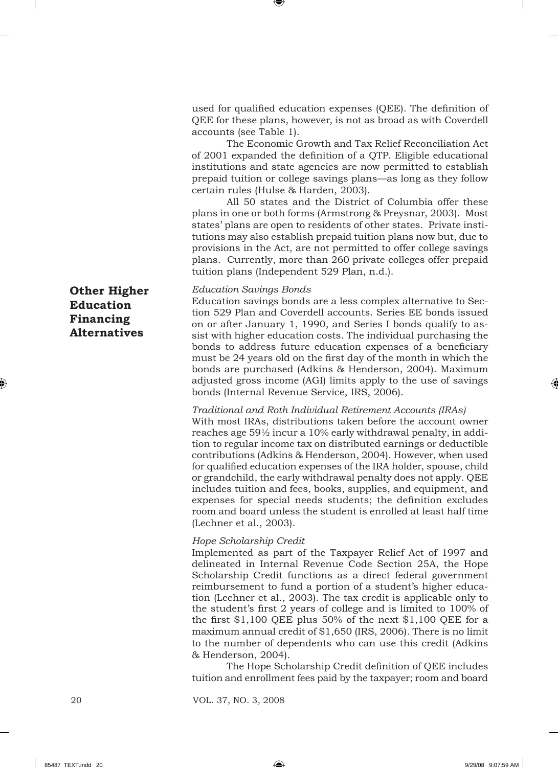used for qualified education expenses (QEE). The definition of QEE for these plans, however, is not as broad as with Coverdell accounts (see Table 1).

The Economic Growth and Tax Relief Reconciliation Act of 2001 expanded the definition of a QTP. Eligible educational institutions and state agencies are now permitted to establish prepaid tuition or college savings plans—as long as they follow certain rules (Hulse & Harden, 2003).

All 50 states and the District of Columbia offer these plans in one or both forms (Armstrong & Preysnar, 2003). Most states' plans are open to residents of other states. Private institutions may also establish prepaid tuition plans now but, due to provisions in the Act, are not permitted to offer college savings plans. Currently, more than 260 private colleges offer prepaid tuition plans (Independent 529 Plan, n.d.).

## Other Higher Education Financing Alternatives

### *Education Savings Bonds*

Education savings bonds are a less complex alternative to Section 529 Plan and Coverdell accounts. Series EE bonds issued on or after January 1, 1990, and Series I bonds qualify to assist with higher education costs. The individual purchasing the bonds to address future education expenses of a beneficiary must be 24 years old on the first day of the month in which the bonds are purchased (Adkins & Henderson, 2004). Maximum adjusted gross income (AGI) limits apply to the use of savings bonds (Internal Revenue Service, IRS, 2006).

### *Traditional and Roth Individual Retirement Accounts (IRAs)*

With most IRAs, distributions taken before the account owner reaches age 59½ incur a 10% early withdrawal penalty, in addition to regular income tax on distributed earnings or deductible contributions (Adkins & Henderson, 2004). However, when used for qualified education expenses of the IRA holder, spouse, child or grandchild, the early withdrawal penalty does not apply. QEE includes tuition and fees, books, supplies, and equipment, and expenses for special needs students; the definition excludes room and board unless the student is enrolled at least half time (Lechner et al., 2003).

### *Hope Scholarship Credit*

Implemented as part of the Taxpayer Relief Act of 1997 and delineated in Internal Revenue Code Section 25A, the Hope Scholarship Credit functions as a direct federal government reimbursement to fund a portion of a student's higher education (Lechner et al., 2003). The tax credit is applicable only to the student's first 2 years of college and is limited to 100% of the first $1,100 QEE plus 50% of the next $1,100 QEE for a maximum annual credit of $1,650 (IRS, 2006). There is no limit to the number of dependents who can use this credit (Adkins & Henderson, 2004).

The Hope Scholarship Credit definition of QEE includes tuition and enrollment fees paid by the taxpayer; room and board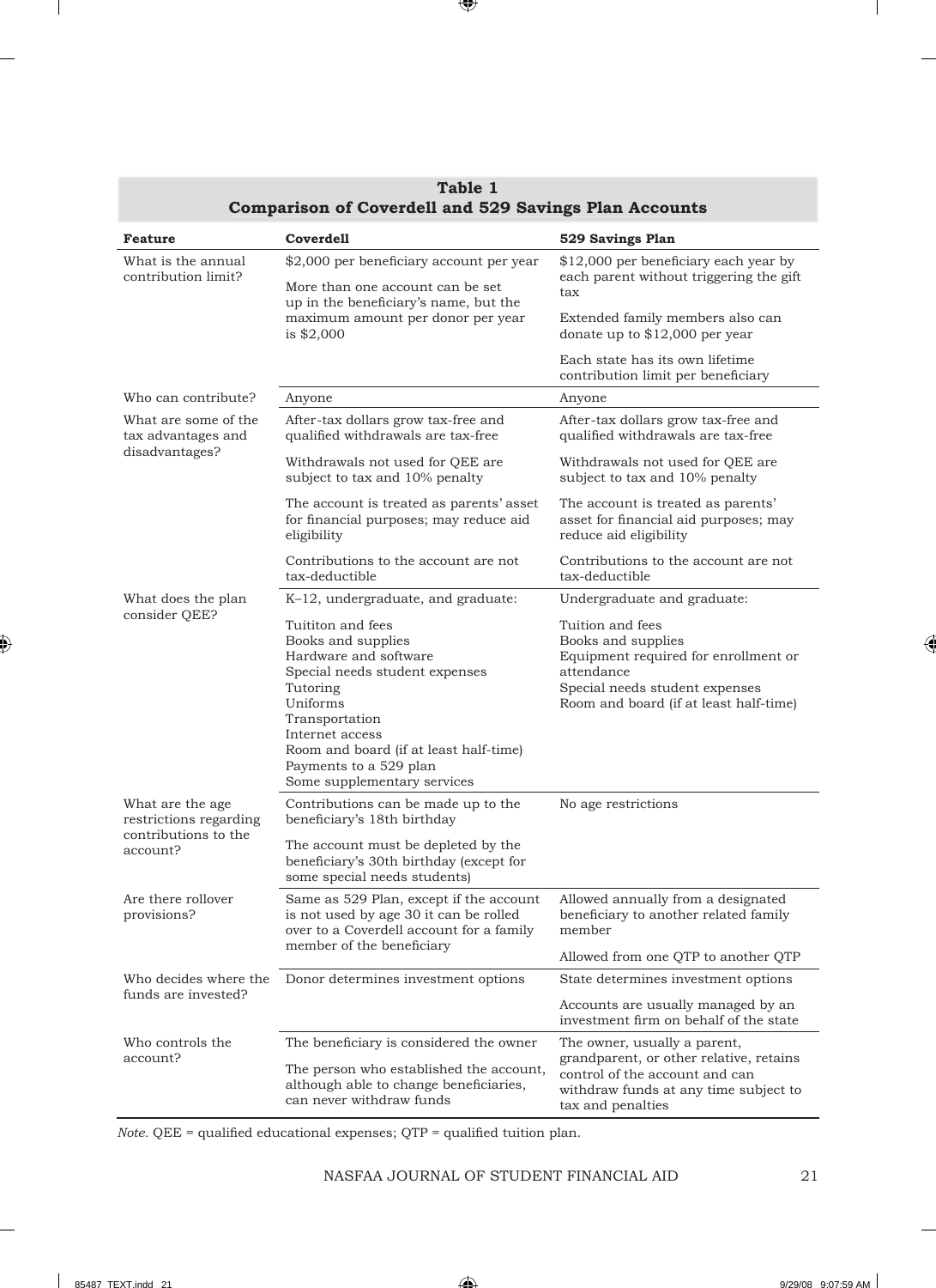**Table 1**
**Comparison of Coverdell and 529 Savings Plan Accounts**

| Feature | Coverdell | 529 Savings Plan |
|---|---|---|
| What is the annual contribution limit? | \$2,000 per beneficiary account per year<br><br>More than one account can be set up in the beneficiary's name, but the maximum amount per donor per year is \$2,000 | \$12,000 per beneficiary each year by each parent without triggering the gift tax<br><br>Extended family members also can donate up to \$12,000 per year<br><br>Each state has its own lifetime contribution limit per beneficiary |
| Who can contribute? | Anyone | Anyone |
| What are some of the tax advantages and disadvantages? | After-tax dollars grow tax-free and qualified withdrawals are tax-free<br><br>Withdrawals not used for QEE are subject to tax and 10% penalty<br><br>The account is treated as parents' asset for financial purposes; may reduce aid eligibility<br><br>Contributions to the account are not tax-deductible | After-tax dollars grow tax-free and qualified withdrawals are tax-free<br><br>Withdrawals not used for QEE are subject to tax and 10% penalty<br><br>The account is treated as parents' asset for financial aid purposes; may reduce aid eligibility<br><br>Contributions to the account are not tax-deductible |
| What does the plan consider QEE? | K–12, undergraduate, and graduate:<br><br>Tuititon and fees<br>Books and supplies<br>Hardware and software<br>Special needs student expenses<br>Tutoring<br>Uniforms<br>Transportation<br>Internet access<br>Room and board (if at least half-time)<br>Payments to a 529 plan<br>Some supplementary services | Undergraduate and graduate:<br><br>Tuition and fees<br>Books and supplies<br>Equipment required for enrollment or attendance<br>Special needs student expenses<br>Room and board (if at least half-time) |
| What are the age restrictions regarding contributions to the account? | Contributions can be made up to the beneficiary's 18th birthday<br><br>The account must be depleted by the beneficiary's 30th birthday (except for some special needs students) | No age restrictions |
| Are there rollover provisions? | Same as 529 Plan, except if the account is not used by age 30 it can be rolled over to a Coverdell account for a family member of the beneficiary | Allowed annually from a designated beneficiary to another related family member<br><br>Allowed from one QTP to another QTP |
| Who decides where the funds are invested? | Donor determines investment options | State determines investment options<br><br>Accounts are usually managed by an investment firm on behalf of the state |
| Who controls the account? | The beneficiary is considered the owner<br><br>The person who established the account, although able to change beneficiaries, can never withdraw funds | The owner, usually a parent, grandparent, or other relative, retains control of the account and can withdraw funds at any time subject to tax and penalties |

*Note.* QEE = qualified educational expenses; QTP = qualified tuition plan.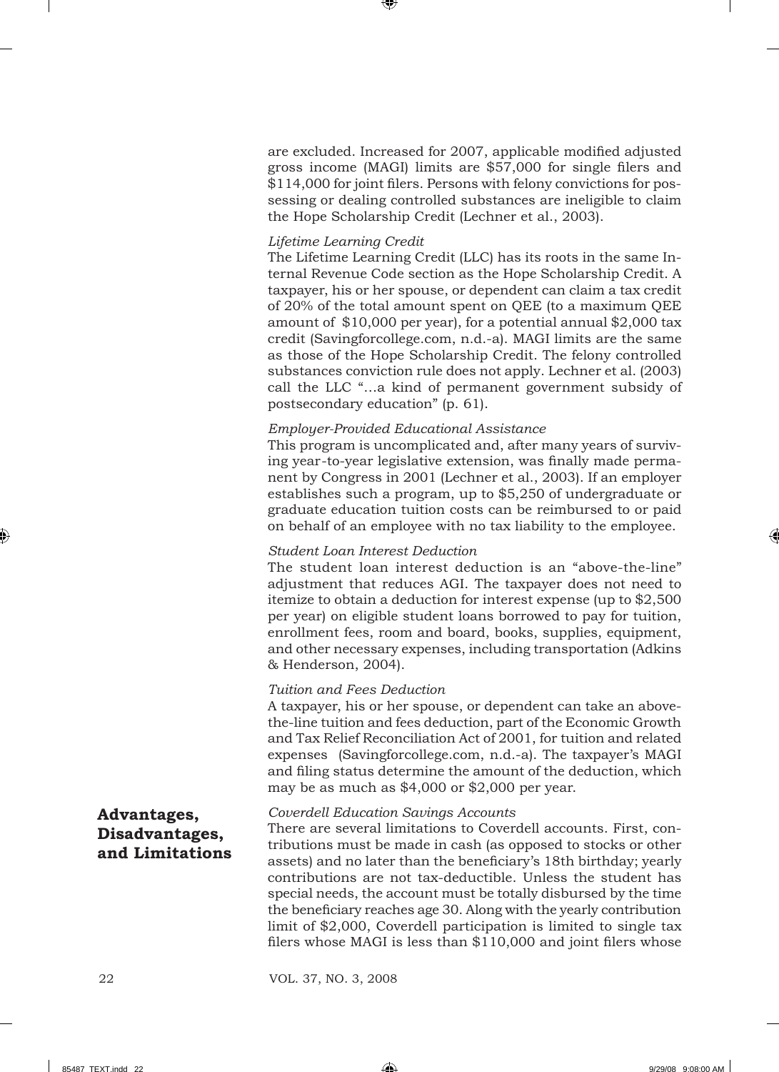are excluded. Increased for 2007, applicable modified adjusted gross income (MAGI) limits are $57,000 for single filers and $114,000 for joint filers. Persons with felony convictions for possessing or dealing controlled substances are ineligible to claim the Hope Scholarship Credit (Lechner et al., 2003).

*Lifetime Learning Credit*

The Lifetime Learning Credit (LLC) has its roots in the same Internal Revenue Code section as the Hope Scholarship Credit. A taxpayer, his or her spouse, or dependent can claim a tax credit of 20% of the total amount spent on QEE (to a maximum QEE amount of $10,000 per year), for a potential annual $2,000 tax credit (Savingforcollege.com, n.d.-a). MAGI limits are the same as those of the Hope Scholarship Credit. The felony controlled substances conviction rule does not apply. Lechner et al. (2003) call the LLC "…a kind of permanent government subsidy of postsecondary education" (p. 61).

*Employer-Provided Educational Assistance*

This program is uncomplicated and, after many years of surviving year-to-year legislative extension, was finally made permanent by Congress in 2001 (Lechner et al., 2003). If an employer establishes such a program, up to $5,250 of undergraduate or graduate education tuition costs can be reimbursed to or paid on behalf of an employee with no tax liability to the employee.

*Student Loan Interest Deduction*

The student loan interest deduction is an "above-the-line" adjustment that reduces AGI. The taxpayer does not need to itemize to obtain a deduction for interest expense (up to $2,500 per year) on eligible student loans borrowed to pay for tuition, enrollment fees, room and board, books, supplies, equipment, and other necessary expenses, including transportation (Adkins & Henderson, 2004).

*Tuition and Fees Deduction*

A taxpayer, his or her spouse, or dependent can take an above-the-line tuition and fees deduction, part of the Economic Growth and Tax Relief Reconciliation Act of 2001, for tuition and related expenses (Savingforcollege.com, n.d.-a). The taxpayer's MAGI and filing status determine the amount of the deduction, which may be as much as $4,000 or $2,000 per year.

## Advantages, Disadvantages, and Limitations

*Coverdell Education Savings Accounts*

There are several limitations to Coverdell accounts. First, contributions must be made in cash (as opposed to stocks or other assets) and no later than the beneficiary's 18th birthday; yearly contributions are not tax-deductible. Unless the student has special needs, the account must be totally disbursed by the time the beneficiary reaches age 30. Along with the yearly contribution limit of $2,000, Coverdell participation is limited to single tax filers whose MAGI is less than $110,000 and joint filers whose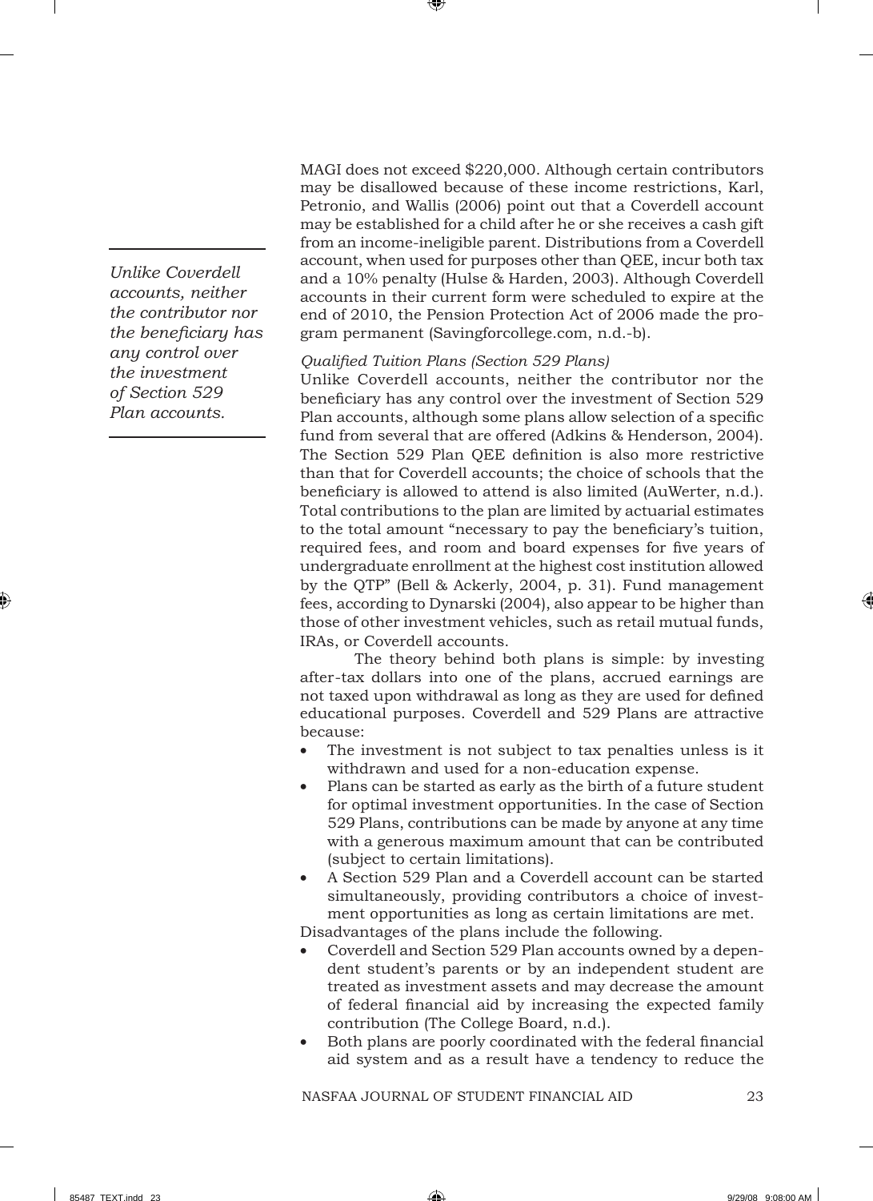MAGI does not exceed $220,000. Although certain contributors may be disallowed because of these income restrictions, Karl, Petronio, and Wallis (2006) point out that a Coverdell account may be established for a child after he or she receives a cash gift from an income-ineligible parent. Distributions from a Coverdell account, when used for purposes other than QEE, incur both tax and a 10% penalty (Hulse & Harden, 2003). Although Coverdell accounts in their current form were scheduled to expire at the end of 2010, the Pension Protection Act of 2006 made the program permanent (Savingforcollege.com, n.d.-b).

*Unlike Coverdell accounts, neither the contributor nor the beneficiary has any control over the investment of Section 529 Plan accounts.*

*Qualified Tuition Plans (Section 529 Plans)*

Unlike Coverdell accounts, neither the contributor nor the beneficiary has any control over the investment of Section 529 Plan accounts, although some plans allow selection of a specific fund from several that are offered (Adkins & Henderson, 2004). The Section 529 Plan QEE definition is also more restrictive than that for Coverdell accounts; the choice of schools that the beneficiary is allowed to attend is also limited (AuWerter, n.d.). Total contributions to the plan are limited by actuarial estimates to the total amount "necessary to pay the beneficiary's tuition, required fees, and room and board expenses for five years of undergraduate enrollment at the highest cost institution allowed by the QTP" (Bell & Ackerly, 2004, p. 31). Fund management fees, according to Dynarski (2004), also appear to be higher than those of other investment vehicles, such as retail mutual funds, IRAs, or Coverdell accounts.

The theory behind both plans is simple: by investing after-tax dollars into one of the plans, accrued earnings are not taxed upon withdrawal as long as they are used for defined educational purposes. Coverdell and 529 Plans are attractive because:

- The investment is not subject to tax penalties unless is it withdrawn and used for a non-education expense.
- Plans can be started as early as the birth of a future student for optimal investment opportunities. In the case of Section 529 Plans, contributions can be made by anyone at any time with a generous maximum amount that can be contributed (subject to certain limitations).
- A Section 529 Plan and a Coverdell account can be started simultaneously, providing contributors a choice of investment opportunities as long as certain limitations are met.

Disadvantages of the plans include the following.

- Coverdell and Section 529 Plan accounts owned by a dependent student's parents or by an independent student are treated as investment assets and may decrease the amount of federal financial aid by increasing the expected family contribution (The College Board, n.d.).
- Both plans are poorly coordinated with the federal financial aid system and as a result have a tendency to reduce the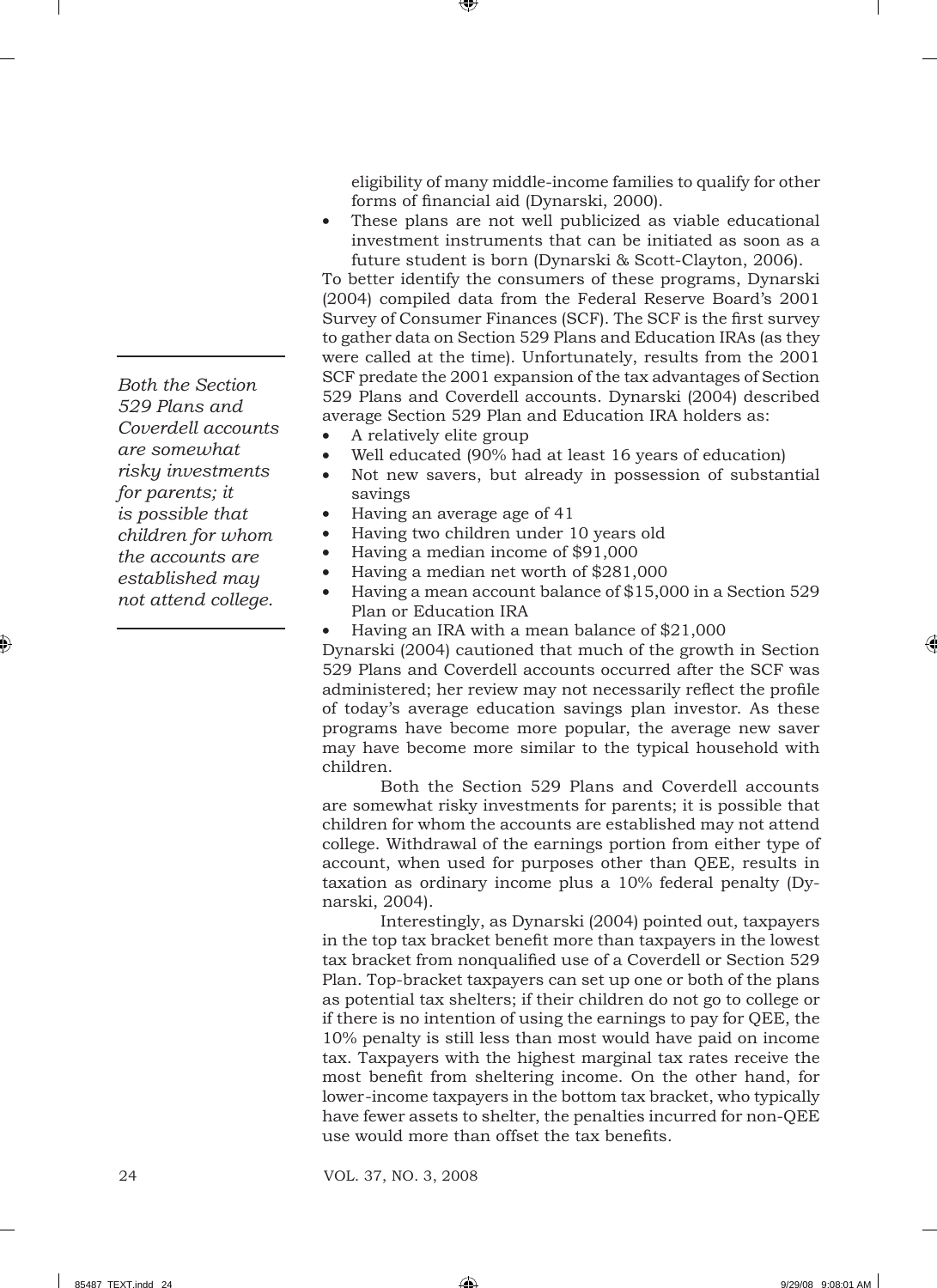eligibility of many middle-income families to qualify for other forms of financial aid (Dynarski, 2000).

- These plans are not well publicized as viable educational investment instruments that can be initiated as soon as a future student is born (Dynarski & Scott-Clayton, 2006).

To better identify the consumers of these programs, Dynarski (2004) compiled data from the Federal Reserve Board's 2001 Survey of Consumer Finances (SCF). The SCF is the first survey to gather data on Section 529 Plans and Education IRAs (as they were called at the time). Unfortunately, results from the 2001 SCF predate the 2001 expansion of the tax advantages of Section 529 Plans and Coverdell accounts. Dynarski (2004) described average Section 529 Plan and Education IRA holders as:

- A relatively elite group
- Well educated (90% had at least 16 years of education)
- Not new savers, but already in possession of substantial savings
- Having an average age of 41
- Having two children under 10 years old
- Having a median income of $91,000
- Having a median net worth of $281,000
- Having a mean account balance of $15,000 in a Section 529 Plan or Education IRA
- Having an IRA with a mean balance of $21,000

Dynarski (2004) cautioned that much of the growth in Section 529 Plans and Coverdell accounts occurred after the SCF was administered; her review may not necessarily reflect the profile of today's average education savings plan investor. As these programs have become more popular, the average new saver may have become more similar to the typical household with children.

*Both the Section 529 Plans and Coverdell accounts are somewhat risky investments for parents; it is possible that children for whom the accounts are established may not attend college.*

Both the Section 529 Plans and Coverdell accounts are somewhat risky investments for parents; it is possible that children for whom the accounts are established may not attend college. Withdrawal of the earnings portion from either type of account, when used for purposes other than QEE, results in taxation as ordinary income plus a 10% federal penalty (Dynarski, 2004).

Interestingly, as Dynarski (2004) pointed out, taxpayers in the top tax bracket benefit more than taxpayers in the lowest tax bracket from nonqualified use of a Coverdell or Section 529 Plan. Top-bracket taxpayers can set up one or both of the plans as potential tax shelters; if their children do not go to college or if there is no intention of using the earnings to pay for QEE, the 10% penalty is still less than most would have paid on income tax. Taxpayers with the highest marginal tax rates receive the most benefit from sheltering income. On the other hand, for lower-income taxpayers in the bottom tax bracket, who typically have fewer assets to shelter, the penalties incurred for non-QEE use would more than offset the tax benefits.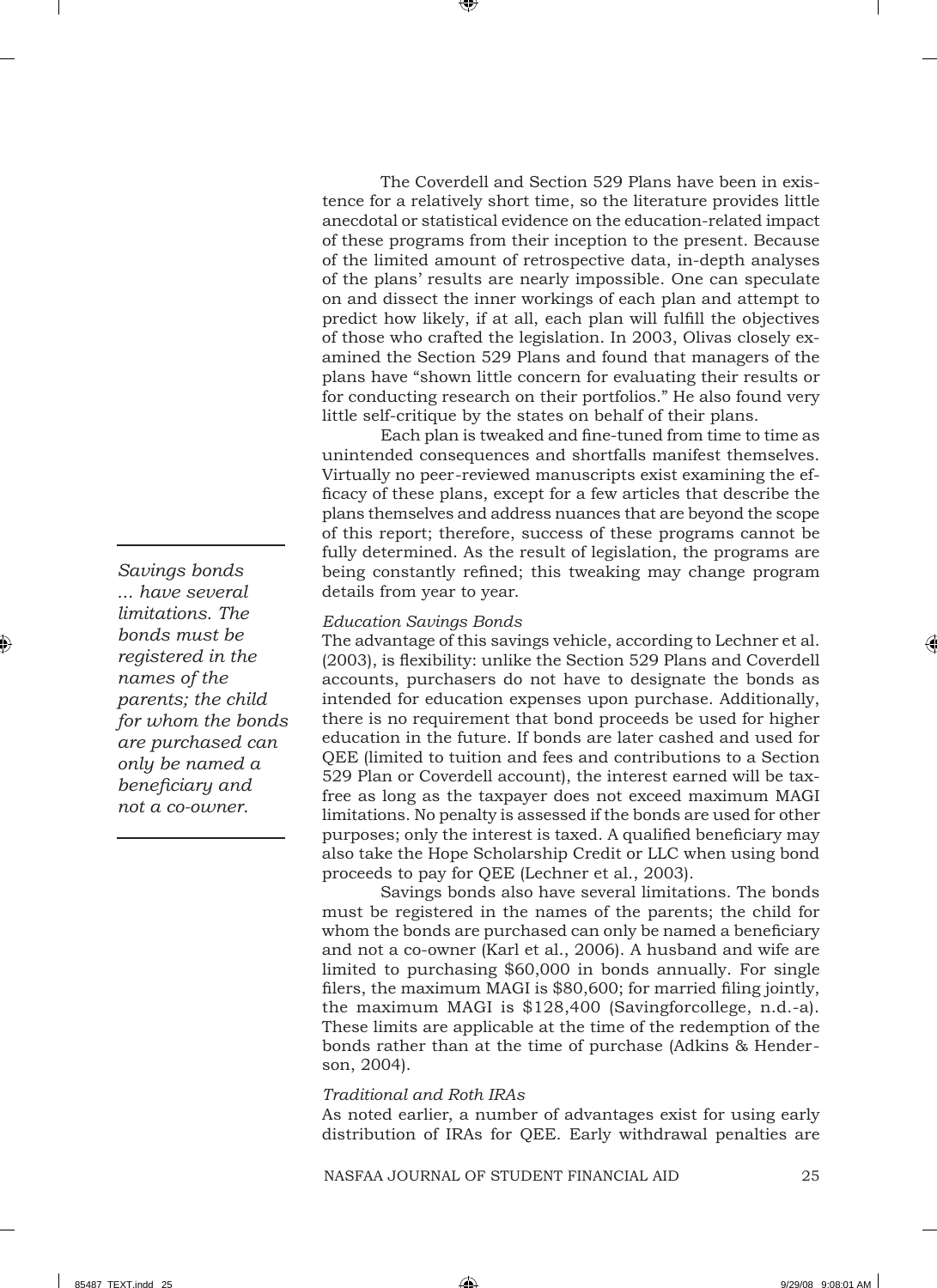The Coverdell and Section 529 Plans have been in existence for a relatively short time, so the literature provides little anecdotal or statistical evidence on the education-related impact of these programs from their inception to the present. Because of the limited amount of retrospective data, in-depth analyses of the plans' results are nearly impossible. One can speculate on and dissect the inner workings of each plan and attempt to predict how likely, if at all, each plan will fulfill the objectives of those who crafted the legislation. In 2003, Olivas closely examined the Section 529 Plans and found that managers of the plans have "shown little concern for evaluating their results or for conducting research on their portfolios." He also found very little self-critique by the states on behalf of their plans.

Each plan is tweaked and fine-tuned from time to time as unintended consequences and shortfalls manifest themselves. Virtually no peer-reviewed manuscripts exist examining the efficacy of these plans, except for a few articles that describe the plans themselves and address nuances that are beyond the scope of this report; therefore, success of these programs cannot be fully determined. As the result of legislation, the programs are being constantly refined; this tweaking may change program details from year to year.

*Savings bonds ... have several limitations. The bonds must be registered in the names of the parents; the child for whom the bonds are purchased can only be named a beneficiary and not a co-owner.*

*Education Savings Bonds*

The advantage of this savings vehicle, according to Lechner et al. (2003), is flexibility: unlike the Section 529 Plans and Coverdell accounts, purchasers do not have to designate the bonds as intended for education expenses upon purchase. Additionally, there is no requirement that bond proceeds be used for higher education in the future. If bonds are later cashed and used for QEE (limited to tuition and fees and contributions to a Section 529 Plan or Coverdell account), the interest earned will be tax-free as long as the taxpayer does not exceed maximum MAGI limitations. No penalty is assessed if the bonds are used for other purposes; only the interest is taxed. A qualified beneficiary may also take the Hope Scholarship Credit or LLC when using bond proceeds to pay for QEE (Lechner et al., 2003).

Savings bonds also have several limitations. The bonds must be registered in the names of the parents; the child for whom the bonds are purchased can only be named a beneficiary and not a co-owner (Karl et al., 2006). A husband and wife are limited to purchasing $60,000 in bonds annually. For single filers, the maximum MAGI is $80,600; for married filing jointly, the maximum MAGI is $128,400 (Savingforcollege, n.d.-a). These limits are applicable at the time of the redemption of the bonds rather than at the time of purchase (Adkins & Henderson, 2004).

*Traditional and Roth IRAs*

As noted earlier, a number of advantages exist for using early distribution of IRAs for QEE. Early withdrawal penalties are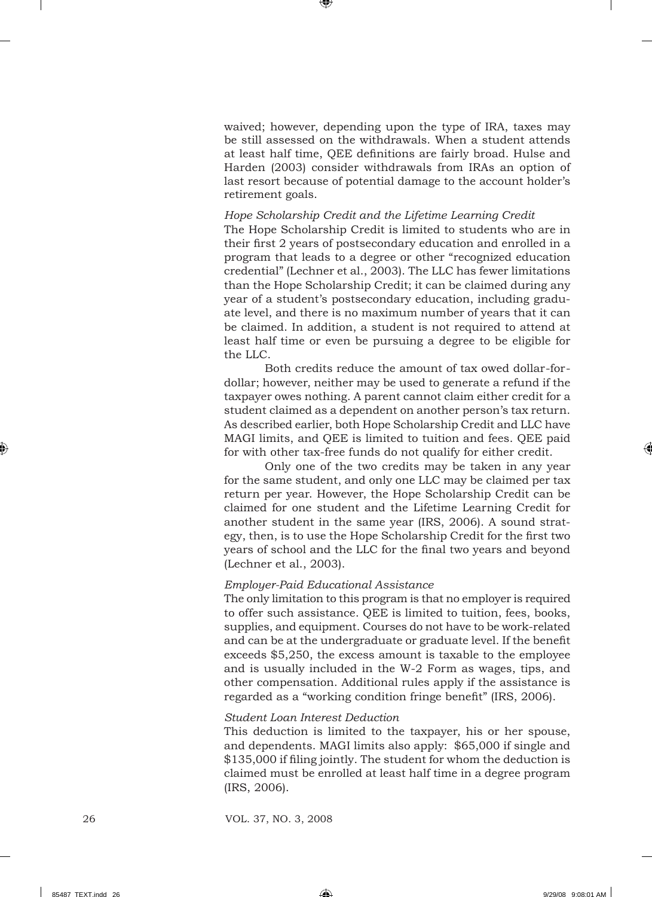waived; however, depending upon the type of IRA, taxes may be still assessed on the withdrawals. When a student attends at least half time, QEE definitions are fairly broad. Hulse and Harden (2003) consider withdrawals from IRAs an option of last resort because of potential damage to the account holder's retirement goals.

*Hope Scholarship Credit and the Lifetime Learning Credit*

The Hope Scholarship Credit is limited to students who are in their first 2 years of postsecondary education and enrolled in a program that leads to a degree or other "recognized education credential" (Lechner et al., 2003). The LLC has fewer limitations than the Hope Scholarship Credit; it can be claimed during any year of a student's postsecondary education, including graduate level, and there is no maximum number of years that it can be claimed. In addition, a student is not required to attend at least half time or even be pursuing a degree to be eligible for the LLC.

Both credits reduce the amount of tax owed dollar-for-dollar; however, neither may be used to generate a refund if the taxpayer owes nothing. A parent cannot claim either credit for a student claimed as a dependent on another person's tax return. As described earlier, both Hope Scholarship Credit and LLC have MAGI limits, and QEE is limited to tuition and fees. QEE paid for with other tax-free funds do not qualify for either credit.

Only one of the two credits may be taken in any year for the same student, and only one LLC may be claimed per tax return per year. However, the Hope Scholarship Credit can be claimed for one student and the Lifetime Learning Credit for another student in the same year (IRS, 2006). A sound strategy, then, is to use the Hope Scholarship Credit for the first two years of school and the LLC for the final two years and beyond (Lechner et al., 2003).

*Employer-Paid Educational Assistance*

The only limitation to this program is that no employer is required to offer such assistance. QEE is limited to tuition, fees, books, supplies, and equipment. Courses do not have to be work-related and can be at the undergraduate or graduate level. If the benefit exceeds $5,250, the excess amount is taxable to the employee and is usually included in the W-2 Form as wages, tips, and other compensation. Additional rules apply if the assistance is regarded as a "working condition fringe benefit" (IRS, 2006).

*Student Loan Interest Deduction*

This deduction is limited to the taxpayer, his or her spouse, and dependents. MAGI limits also apply: $65,000 if single and $135,000 if filing jointly. The student for whom the deduction is claimed must be enrolled at least half time in a degree program (IRS, 2006).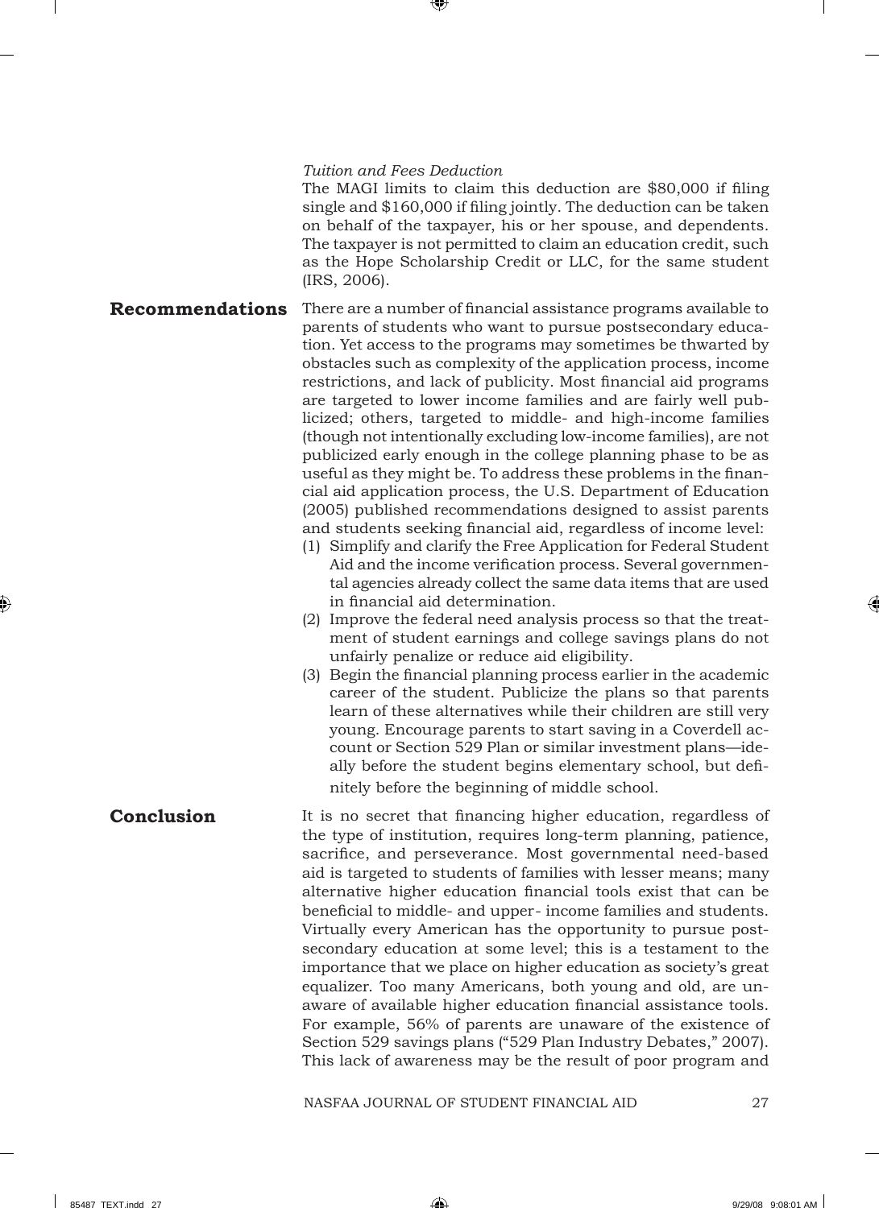*Tuition and Fees Deduction*

The MAGI limits to claim this deduction are $80,000 if filing single and $160,000 if filing jointly. The deduction can be taken on behalf of the taxpayer, his or her spouse, and dependents. The taxpayer is not permitted to claim an education credit, such as the Hope Scholarship Credit or LLC, for the same student (IRS, 2006).

## Recommendations

There are a number of financial assistance programs available to parents of students who want to pursue postsecondary education. Yet access to the programs may sometimes be thwarted by obstacles such as complexity of the application process, income restrictions, and lack of publicity. Most financial aid programs are targeted to lower income families and are fairly well publicized; others, targeted to middle- and high-income families (though not intentionally excluding low-income families), are not publicized early enough in the college planning phase to be as useful as they might be. To address these problems in the financial aid application process, the U.S. Department of Education (2005) published recommendations designed to assist parents and students seeking financial aid, regardless of income level:

(1) Simplify and clarify the Free Application for Federal Student Aid and the income verification process. Several governmental agencies already collect the same data items that are used in financial aid determination.
(2) Improve the federal need analysis process so that the treatment of student earnings and college savings plans do not unfairly penalize or reduce aid eligibility.
(3) Begin the financial planning process earlier in the academic career of the student. Publicize the plans so that parents learn of these alternatives while their children are still very young. Encourage parents to start saving in a Coverdell account or Section 529 Plan or similar investment plans—ideally before the student begins elementary school, but definitely before the beginning of middle school.

## Conclusion

It is no secret that financing higher education, regardless of the type of institution, requires long-term planning, patience, sacrifice, and perseverance. Most governmental need-based aid is targeted to students of families with lesser means; many alternative higher education financial tools exist that can be beneficial to middle- and upper- income families and students. Virtually every American has the opportunity to pursue postsecondary education at some level; this is a testament to the importance that we place on higher education as society's great equalizer. Too many Americans, both young and old, are unaware of available higher education financial assistance tools. For example, 56% of parents are unaware of the existence of Section 529 savings plans ("529 Plan Industry Debates," 2007). This lack of awareness may be the result of poor program and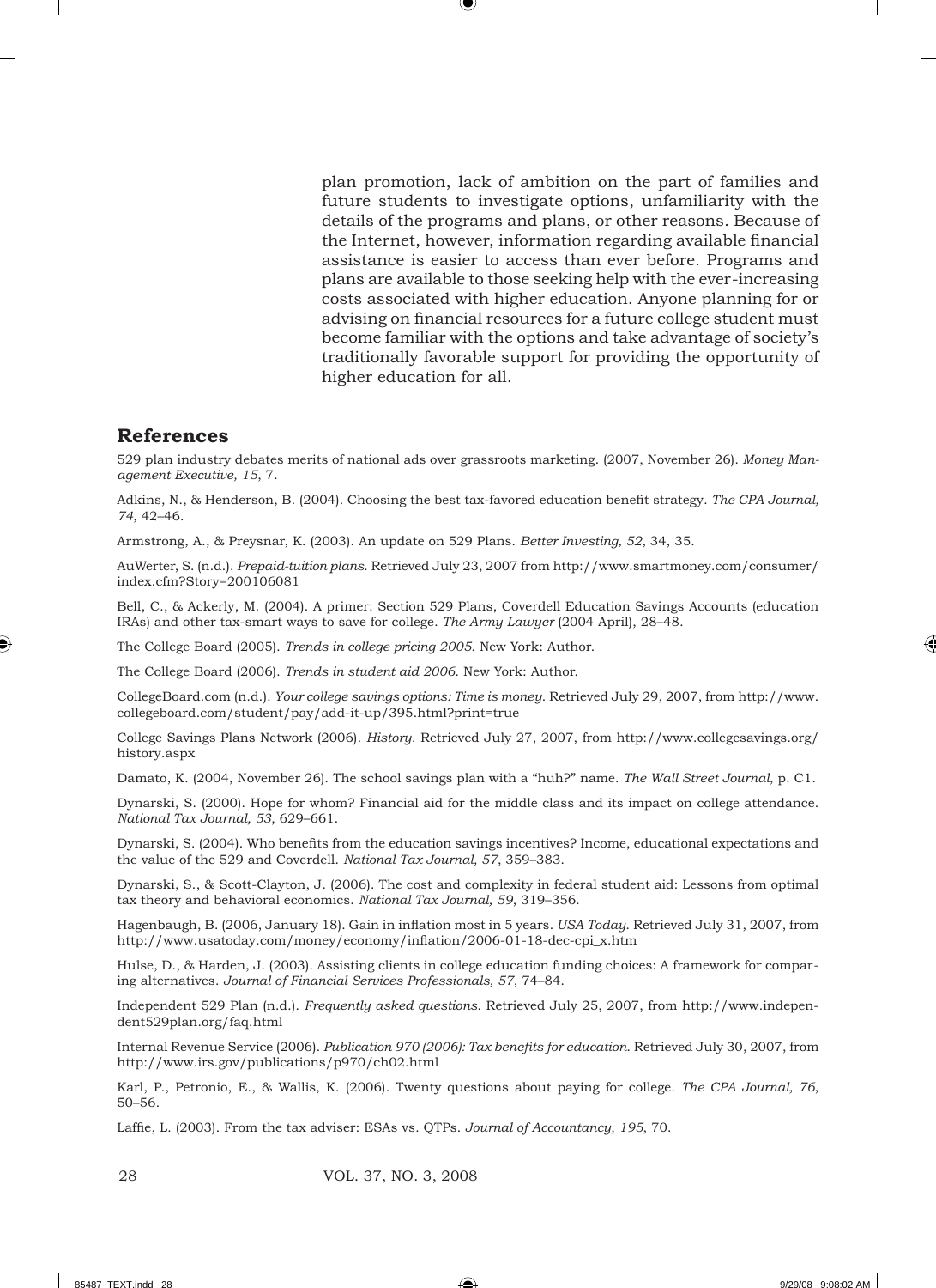plan promotion, lack of ambition on the part of families and future students to investigate options, unfamiliarity with the details of the programs and plans, or other reasons. Because of the Internet, however, information regarding available financial assistance is easier to access than ever before. Programs and plans are available to those seeking help with the ever-increasing costs associated with higher education. Anyone planning for or advising on financial resources for a future college student must become familiar with the options and take advantage of society's traditionally favorable support for providing the opportunity of higher education for all.

## References

529 plan industry debates merits of national ads over grassroots marketing. (2007, November 26). *Money Management Executive, 15*, 7.

Adkins, N., & Henderson, B. (2004). Choosing the best tax-favored education benefit strategy. *The CPA Journal, 74*, 42–46.

Armstrong, A., & Preysnar, K. (2003). An update on 529 Plans. *Better Investing, 52*, 34, 35.

AuWerter, S. (n.d.). *Prepaid-tuition plans*. Retrieved July 23, 2007 from http://www.smartmoney.com/consumer/index.cfm?Story=200106081

Bell, C., & Ackerly, M. (2004). A primer: Section 529 Plans, Coverdell Education Savings Accounts (education IRAs) and other tax-smart ways to save for college. *The Army Lawyer* (2004 April), 28–48.

The College Board (2005). *Trends in college pricing 2005*. New York: Author.

The College Board (2006). *Trends in student aid 2006*. New York: Author.

CollegeBoard.com (n.d.). *Your college savings options: Time is money*. Retrieved July 29, 2007, from http://www.collegeboard.com/student/pay/add-it-up/395.html?print=true

College Savings Plans Network (2006). *History*. Retrieved July 27, 2007, from http://www.collegesavings.org/history.aspx

Damato, K. (2004, November 26). The school savings plan with a "huh?" name. *The Wall Street Journal*, p. C1.

Dynarski, S. (2000). Hope for whom? Financial aid for the middle class and its impact on college attendance. *National Tax Journal, 53*, 629–661.

Dynarski, S. (2004). Who benefits from the education savings incentives? Income, educational expectations and the value of the 529 and Coverdell. *National Tax Journal, 57*, 359–383.

Dynarski, S., & Scott-Clayton, J. (2006). The cost and complexity in federal student aid: Lessons from optimal tax theory and behavioral economics. *National Tax Journal, 59*, 319–356.

Hagenbaugh, B. (2006, January 18). Gain in inflation most in 5 years. *USA Today*. Retrieved July 31, 2007, from http://www.usatoday.com/money/economy/inflation/2006-01-18-dec-cpi_x.htm

Hulse, D., & Harden, J. (2003). Assisting clients in college education funding choices: A framework for comparing alternatives. *Journal of Financial Services Professionals, 57*, 74–84.

Independent 529 Plan (n.d.). *Frequently asked questions*. Retrieved July 25, 2007, from http://www.independent529plan.org/faq.html

Internal Revenue Service (2006). *Publication 970 (2006): Tax benefits for education*. Retrieved July 30, 2007, from http://www.irs.gov/publications/p970/ch02.html

Karl, P., Petronio, E., & Wallis, K. (2006). Twenty questions about paying for college. *The CPA Journal, 76*, 50–56.

Laffie, L. (2003). From the tax adviser: ESAs vs. QTPs. *Journal of Accountancy, 195*, 70.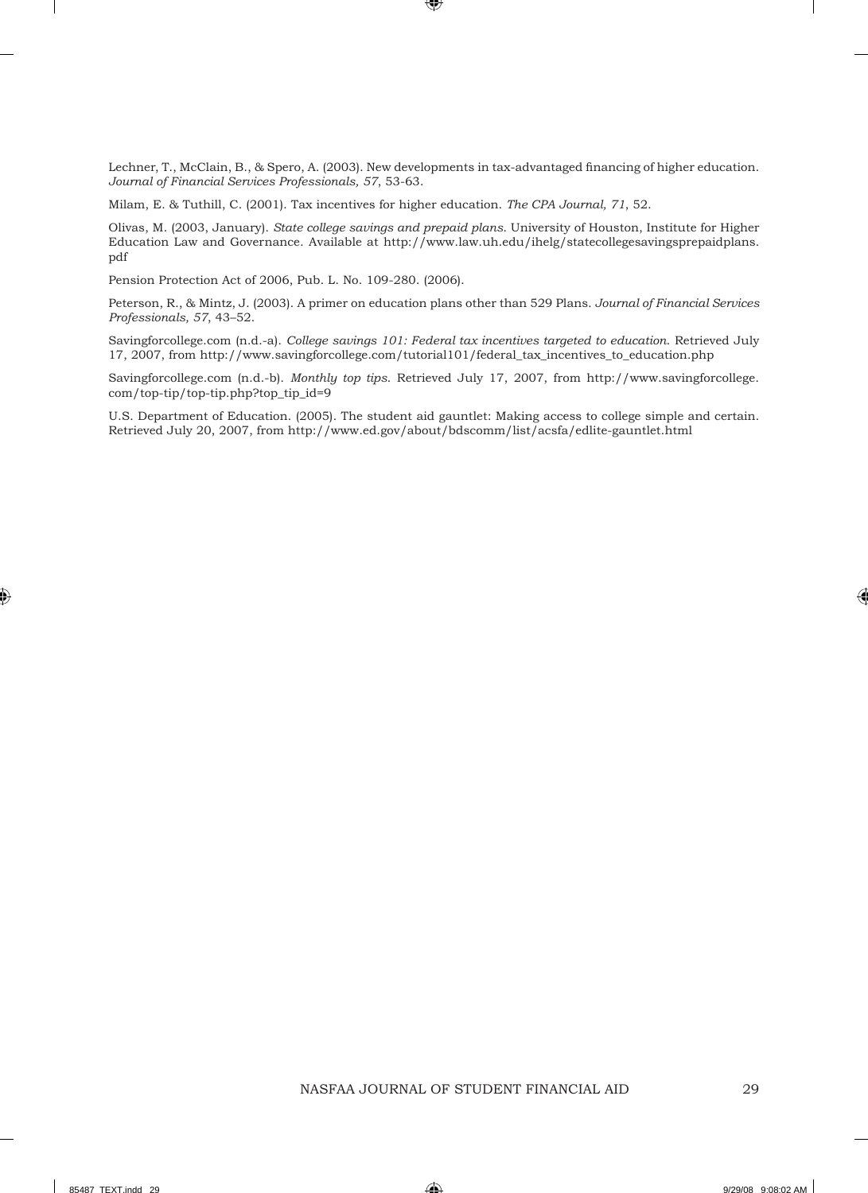Lechner, T., McClain, B., & Spero, A. (2003). New developments in tax-advantaged financing of higher education. *Journal of Financial Services Professionals, 57*, 53-63.

Milam, E. & Tuthill, C. (2001). Tax incentives for higher education. *The CPA Journal, 71*, 52.

Olivas, M. (2003, January). *State college savings and prepaid plans*. University of Houston, Institute for Higher Education Law and Governance. Available at http://www.law.uh.edu/ihelg/statecollegesavingsprepaidplans.pdf

Pension Protection Act of 2006, Pub. L. No. 109-280. (2006).

Peterson, R., & Mintz, J. (2003). A primer on education plans other than 529 Plans. *Journal of Financial Services Professionals, 57*, 43–52.

Savingforcollege.com (n.d.-a). *College savings 101: Federal tax incentives targeted to education*. Retrieved July 17, 2007, from http://www.savingforcollege.com/tutorial101/federal_tax_incentives_to_education.php

Savingforcollege.com (n.d.-b). *Monthly top tips*. Retrieved July 17, 2007, from http://www.savingforcollege.com/top-tip/top-tip.php?top_tip_id=9

U.S. Department of Education. (2005). The student aid gauntlet: Making access to college simple and certain. Retrieved July 20, 2007, from http://www.ed.gov/about/bdscomm/list/acsfa/edlite-gauntlet.html